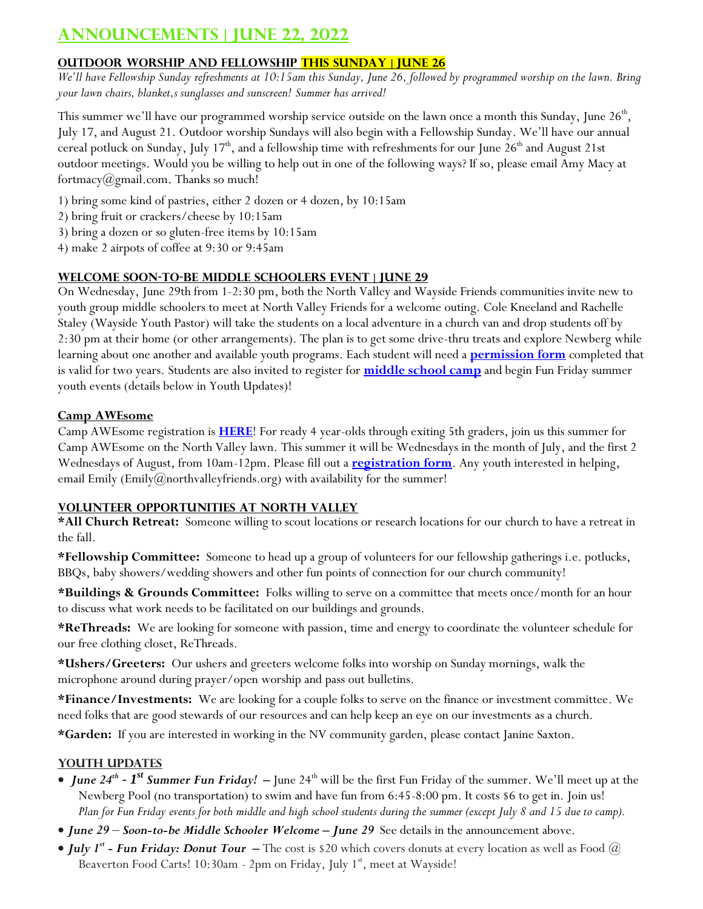# Announcements | June 22, 2022

## Outdoor Worship and Fellowship This Sunday | June 26

*We'll have Fellowship Sunday refreshments at 10:15am this Sunday, June 26, followed by programmed worship on the lawn. Bring your lawn chairs, blanket,s sunglasses and sunscreen! Summer has arrived!*

This summer we'll have our programmed worship service outside on the lawn once a month this Sunday, June 26th, July 17, and August 21. Outdoor worship Sundays will also begin with a Fellowship Sunday. We'll have our annual cereal potluck on Sunday, July 17th, and a fellowship time with refreshments for our June 26th and August 21st outdoor meetings. Would you be willing to help out in one of the following ways? If so, please email Amy Macy at fortmacy@gmail.com. Thanks so much!

1) bring some kind of pastries, either 2 dozen or 4 dozen, by 10:15am
2) bring fruit or crackers/cheese by 10:15am
3) bring a dozen or so gluten-free items by 10:15am
4) make 2 airpots of coffee at 9:30 or 9:45am

## Welcome Soon-to-be Middle Schoolers Event | June 29

On Wednesday, June 29th from 1-2:30 pm, both the North Valley and Wayside Friends communities invite new to youth group middle schoolers to meet at North Valley Friends for a welcome outing. Cole Kneeland and Rachelle Staley (Wayside Youth Pastor) will take the students on a local adventure in a church van and drop students off by 2:30 pm at their home (or other arrangements). The plan is to get some drive-thru treats and explore Newberg while learning about one another and available youth programs. Each student will need a **permission form** completed that is valid for two years. Students are also invited to register for **middle school camp** and begin Fun Friday summer youth events (details below in Youth Updates)!

## Camp AWEsome

Camp AWEsome registration is **HERE**! For ready 4 year-olds through exiting 5th graders, join us this summer for Camp AWEsome on the North Valley lawn. This summer it will be Wednesdays in the month of July, and the first 2 Wednesdays of August, from 10am-12pm. Please fill out a **registration form**. Any youth interested in helping, email Emily (Emily@northvalleyfriends.org) with availability for the summer!

## Volunteer Opportunities at North Valley

**\*All Church Retreat:** Someone willing to scout locations or research locations for our church to have a retreat in the fall.

**\*Fellowship Committee:** Someone to head up a group of volunteers for our fellowship gatherings i.e. potlucks, BBQs, baby showers/wedding showers and other fun points of connection for our church community!

**\*Buildings & Grounds Committee:** Folks willing to serve on a committee that meets once/month for an hour to discuss what work needs to be facilitated on our buildings and grounds.

**\*ReThreads:** We are looking for someone with passion, time and energy to coordinate the volunteer schedule for our free clothing closet, ReThreads.

**\*Ushers/Greeters:** Our ushers and greeters welcome folks into worship on Sunday mornings, walk the microphone around during prayer/open worship and pass out bulletins.

**\*Finance/Investments:** We are looking for a couple folks to serve on the finance or investment committee. We need folks that are good stewards of our resources and can help keep an eye on our investments as a church.

**\*Garden:** If you are interested in working in the NV community garden, please contact Janine Saxton.

## Youth Updates

- ***June 24th - 1st Summer Fun Friday!*** – June 24th will be the first Fun Friday of the summer. We'll meet up at the Newberg Pool (no transportation) to swim and have fun from 6:45-8:00 pm. It costs $6 to get in. Join us! *Plan for Fun Friday events for both middle and high school students during the summer (except July 8 and 15 due to camp).*
- ***June 29 – Soon-to-be Middle Schooler Welcome – June 29*** See details in the announcement above.
- ***July 1st - Fun Friday: Donut Tour*** – The cost is $20 which covers donuts at every location as well as Food @ Beaverton Food Carts! 10:30am - 2pm on Friday, July 1st, meet at Wayside!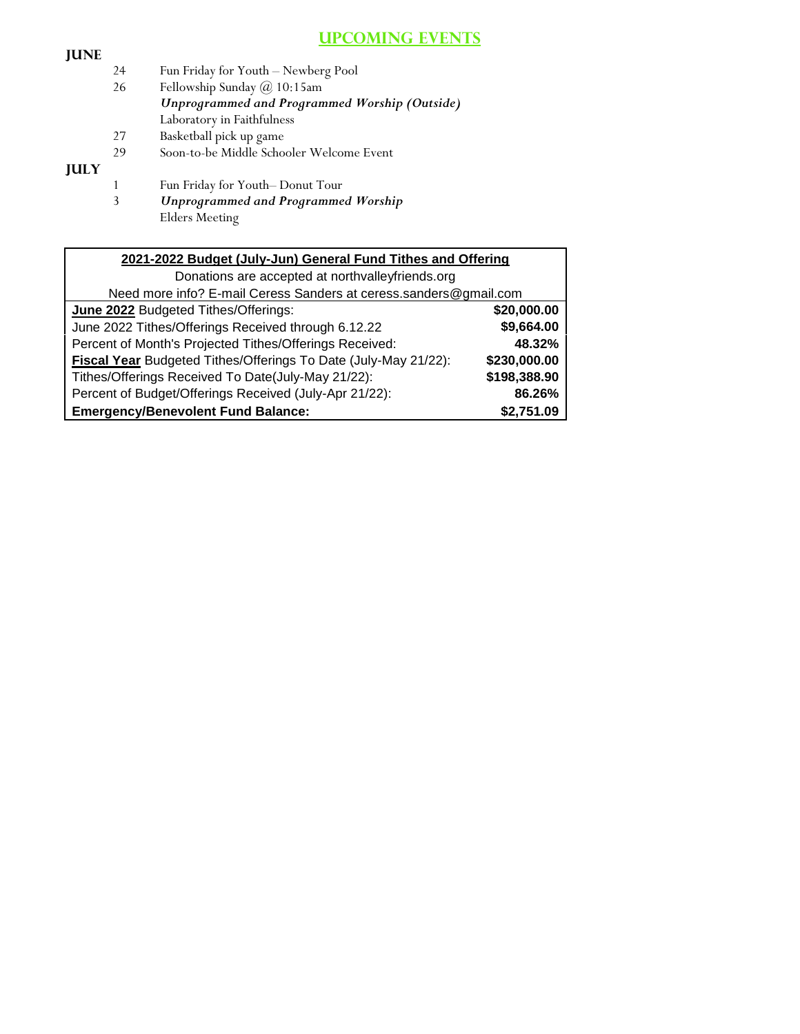## Upcoming Events

### June

- 24 Fun Friday for Youth – Newberg Pool
- 26 Fellowship Sunday @ 10:15am
  - ***Unprogrammed and Programmed Worship (Outside)***
  - Laboratory in Faithfulness
- 27 Basketball pick up game
- 29 Soon-to-be Middle Schooler Welcome Event

### July

- 1 Fun Friday for Youth– Donut Tour
- 3 ***Unprogrammed and Programmed Worship***
  - Elders Meeting

| **2021-2022 Budget (July-Jun) General Fund Tithes and Offering** | |
|---|---|
| Donations are accepted at northvalleyfriends.org | |
| Need more info? E-mail Ceress Sanders at ceress.sanders@gmail.com | |
| **June 2022** Budgeted Tithes/Offerings: | **$20,000.00** |
| June 2022 Tithes/Offerings Received through 6.12.22 | **$9,664.00** |
| Percent of Month's Projected Tithes/Offerings Received: | **48.32%** |
| **Fiscal Year** Budgeted Tithes/Offerings To Date (July-May 21/22): | **$230,000.00** |
| Tithes/Offerings Received To Date(July-May 21/22): | **$198,388.90** |
| Percent of Budget/Offerings Received (July-Apr 21/22): | **86.26%** |
| **Emergency/Benevolent Fund Balance:** | **$2,751.09** |